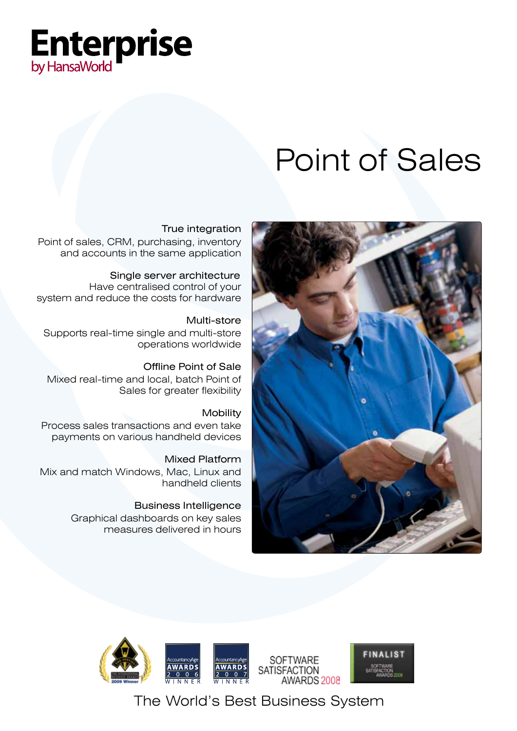# Enterprise
by HansaWorld

# Point of Sales

**True integration**
Point of sales, CRM, purchasing, inventory and accounts in the same application

**Single server architecture**
Have centralised control of your system and reduce the costs for hardware

**Multi-store**
Supports real-time single and multi-store operations worldwide

**Offline Point of Sale**
Mixed real-time and local, batch Point of Sales for greater flexibility

**Mobility**
Process sales transactions and even take payments on various handheld devices

**Mixed Platform**
Mix and match Windows, Mac, Linux and handheld clients

**Business Intelligence**
Graphical dashboards on key sales measures delivered in hours

The International Business Awards 2009 Winner

AccountancyAge Awards 2006 Winner

AccountancyAge Awards 2007 Winner

Software Satisfaction Awards 2008

Finalist Software Satisfaction Awards 2009

The World's Best Business System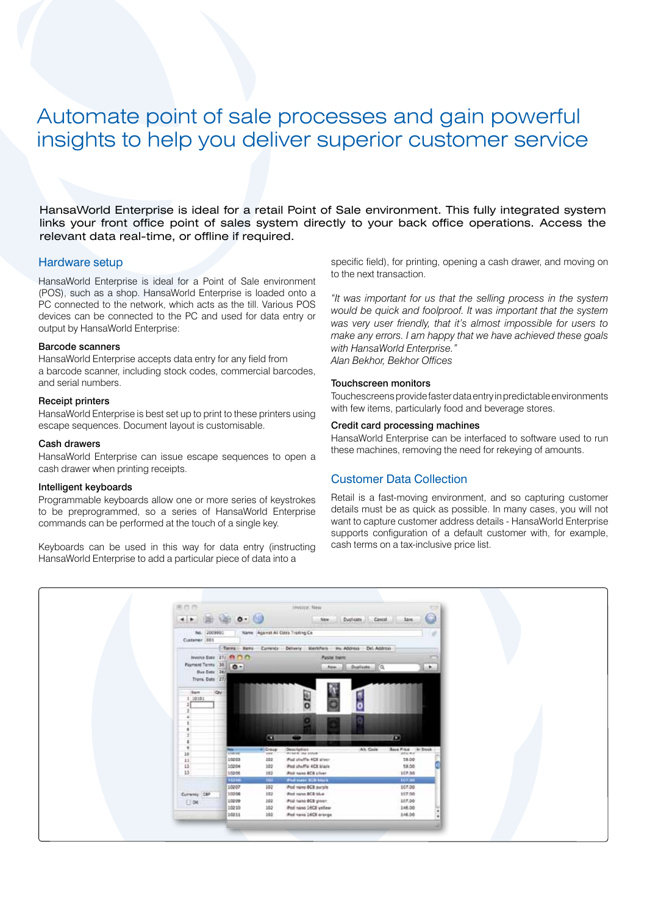# Automate point of sale processes and gain powerful insights to help you deliver superior customer service

HansaWorld Enterprise is ideal for a retail Point of Sale environment. This fully integrated system links your front office point of sales system directly to your back office operations. Access the relevant data real-time, or offline if required.

## Hardware setup

HansaWorld Enterprise is ideal for a Point of Sale environment (POS), such as a shop. HansaWorld Enterprise is loaded onto a PC connected to the network, which acts as the till. Various POS devices can be connected to the PC and used for data entry or output by HansaWorld Enterprise:

### Barcode scanners

HansaWorld Enterprise accepts data entry for any field from a barcode scanner, including stock codes, commercial barcodes, and serial numbers.

### Receipt printers

HansaWorld Enterprise is best set up to print to these printers using escape sequences. Document layout is customisable.

### Cash drawers

HansaWorld Enterprise can issue escape sequences to open a cash drawer when printing receipts.

### Intelligent keyboards

Programmable keyboards allow one or more series of keystrokes to be preprogrammed, so a series of HansaWorld Enterprise commands can be performed at the touch of a single key.

Keyboards can be used in this way for data entry (instructing HansaWorld Enterprise to add a particular piece of data into a specific field), for printing, opening a cash drawer, and moving on to the next transaction.

*"It was important for us that the selling process in the system would be quick and foolproof. It was important that the system was very user friendly, that it's almost impossible for users to make any errors. I am happy that we have achieved these goals with HansaWorld Enterprise."*
*Alan Bekhor, Bekhor Offices*

### Touchscreen monitors

Touchescreens provide faster data entry in predictable environments with few items, particularly food and beverage stores.

### Credit card processing machines

HansaWorld Enterprise can be interfaced to software used to run these machines, removing the need for rekeying of amounts.

## Customer Data Collection

Retail is a fast-moving environment, and so capturing customer details must be as quick as possible. In many cases, you will not want to capture customer address details - HansaWorld Enterprise supports configuration of a default customer with, for example, cash terms on a tax-inclusive price list.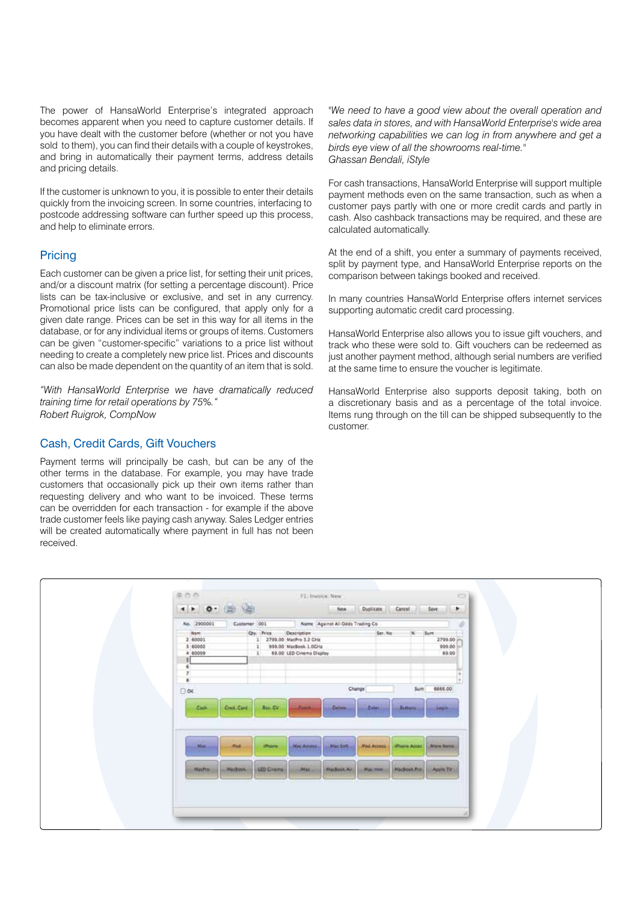The power of HansaWorld Enterprise's integrated approach becomes apparent when you need to capture customer details. If you have dealt with the customer before (whether or not you have sold to them), you can find their details with a couple of keystrokes, and bring in automatically their payment terms, address details and pricing details.

If the customer is unknown to you, it is possible to enter their details quickly from the invoicing screen. In some countries, interfacing to postcode addressing software can further speed up this process, and help to eliminate errors.

## Pricing

Each customer can be given a price list, for setting their unit prices, and/or a discount matrix (for setting a percentage discount). Price lists can be tax-inclusive or exclusive, and set in any currency. Promotional price lists can be configured, that apply only for a given date range. Prices can be set in this way for all items in the database, or for any individual items or groups of items. Customers can be given "customer-specific" variations to a price list without needing to create a completely new price list. Prices and discounts can also be made dependent on the quantity of an item that is sold.

*"With HansaWorld Enterprise we have dramatically reduced training time for retail operations by 75%."*
*Robert Ruigrok, CompNow*

## Cash, Credit Cards, Gift Vouchers

Payment terms will principally be cash, but can be any of the other terms in the database. For example, you may have trade customers that occasionally pick up their own items rather than requesting delivery and who want to be invoiced. These terms can be overridden for each transaction - for example if the above trade customer feels like paying cash anyway. Sales Ledger entries will be created automatically where payment in full has not been received.

*"We need to have a good view about the overall operation and sales data in stores, and with HansaWorld Enterprise's wide area networking capabilities we can log in from anywhere and get a birds eye view of all the showrooms real-time."*
*Ghassan Bendali, iStyle*

For cash transactions, HansaWorld Enterprise will support multiple payment methods even on the same transaction, such as when a customer pays partly with one or more credit cards and partly in cash. Also cashback transactions may be required, and these are calculated automatically.

At the end of a shift, you enter a summary of payments received, split by payment type, and HansaWorld Enterprise reports on the comparison between takings booked and received.

In many countries HansaWorld Enterprise offers internet services supporting automatic credit card processing.

HansaWorld Enterprise also allows you to issue gift vouchers, and track who these were sold to. Gift vouchers can be redeemed as just another payment method, although serial numbers are verified at the same time to ensure the voucher is legitimate.

HansaWorld Enterprise also supports deposit taking, both on a discretionary basis and as a percentage of the total invoice. Items rung through on the till can be shipped subsequently to the customer.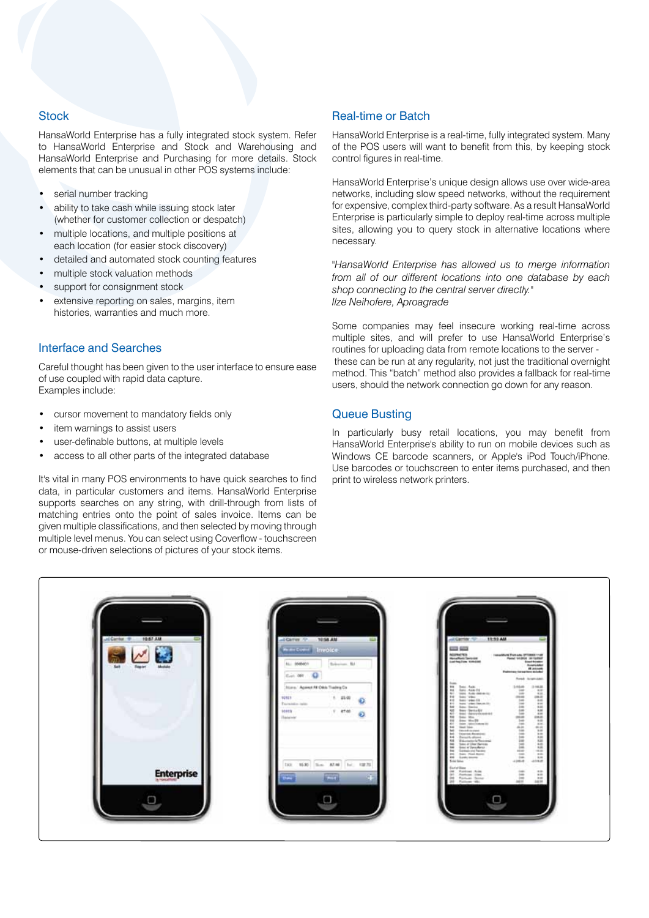## Stock

HansaWorld Enterprise has a fully integrated stock system. Refer to HansaWorld Enterprise and Stock and Warehousing and HansaWorld Enterprise and Purchasing for more details. Stock elements that can be unusual in other POS systems include:

- serial number tracking
- ability to take cash while issuing stock later (whether for customer collection or despatch)
- multiple locations, and multiple positions at each location (for easier stock discovery)
- detailed and automated stock counting features
- multiple stock valuation methods
- support for consignment stock
- extensive reporting on sales, margins, item histories, warranties and much more.

## Interface and Searches

Careful thought has been given to the user interface to ensure ease of use coupled with rapid data capture.
Examples include:

- cursor movement to mandatory fields only
- item warnings to assist users
- user-definable buttons, at multiple levels
- access to all other parts of the integrated database

It's vital in many POS environments to have quick searches to find data, in particular customers and items. HansaWorld Enterprise supports searches on any string, with drill-through from lists of matching entries onto the point of sales invoice. Items can be given multiple classifications, and then selected by moving through multiple level menus. You can select using Coverflow - touchscreen or mouse-driven selections of pictures of your stock items.

## Real-time or Batch

HansaWorld Enterprise is a real-time, fully integrated system. Many of the POS users will want to benefit from this, by keeping stock control figures in real-time.

HansaWorld Enterprise's unique design allows use over wide-area networks, including slow speed networks, without the requirement for expensive, complex third-party software. As a result HansaWorld Enterprise is particularly simple to deploy real-time across multiple sites, allowing you to query stock in alternative locations where necessary.

"*HansaWorld Enterprise has allowed us to merge information from all of our different locations into one database by each shop connecting to the central server directly.*"
*Ilze Neihofere, Aprogragde*

Some companies may feel insecure working real-time across multiple sites, and will prefer to use HansaWorld Enterprise's routines for uploading data from remote locations to the server - these can be run at any regularity, not just the traditional overnight method. This "batch" method also provides a fallback for real-time users, should the network connection go down for any reason.

## Queue Busting

In particularly busy retail locations, you may benefit from HansaWorld Enterprise's ability to run on mobile devices such as Windows CE barcode scanners, or Apple's iPod Touch/iPhone. Use barcodes or touchscreen to enter items purchased, and then print to wireless network printers.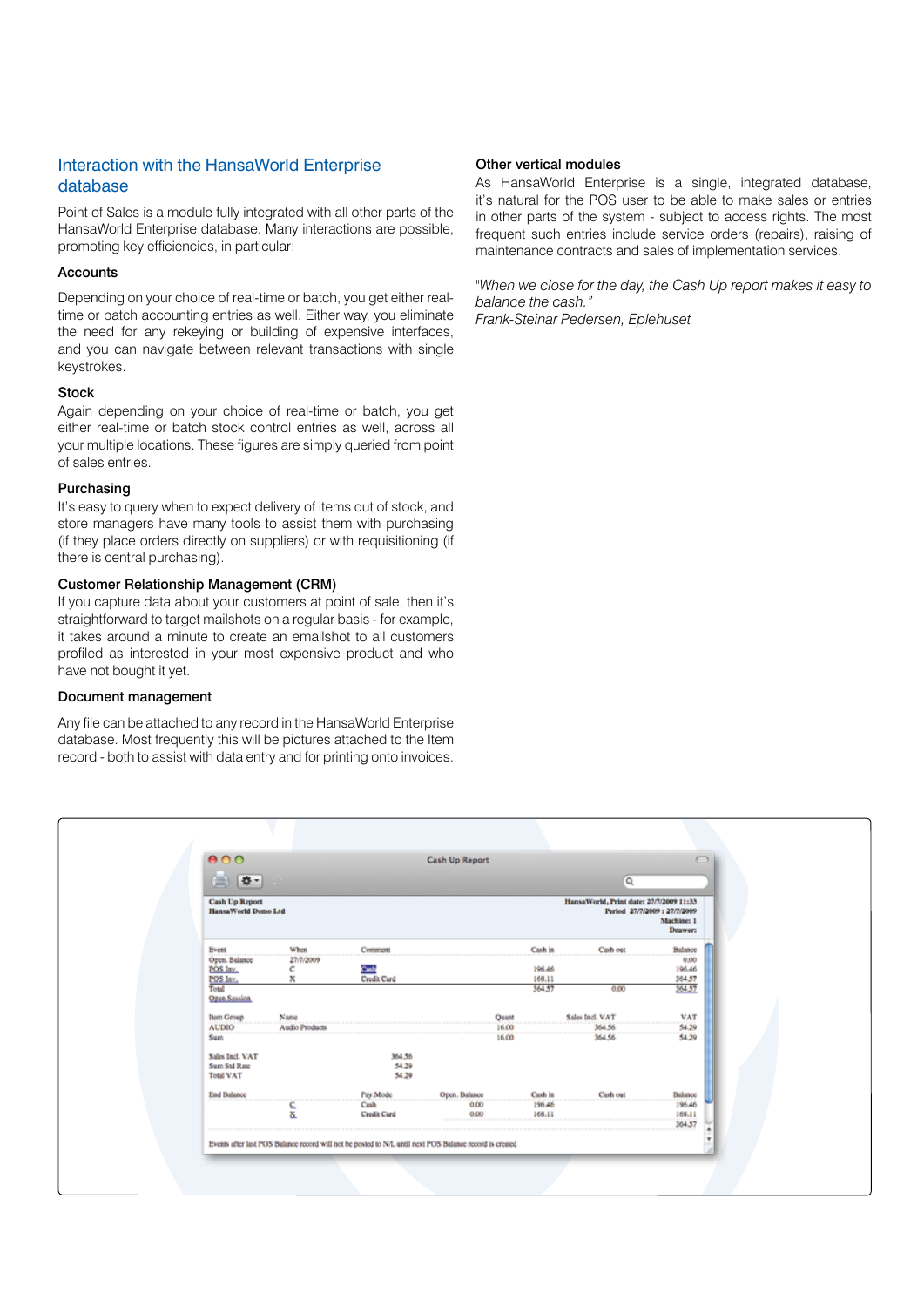## Interaction with the HansaWorld Enterprise database

Point of Sales is a module fully integrated with all other parts of the HansaWorld Enterprise database. Many interactions are possible, promoting key efficiencies, in particular:

### Accounts

Depending on your choice of real-time or batch, you get either real-time or batch accounting entries as well. Either way, you eliminate the need for any rekeying or building of expensive interfaces, and you can navigate between relevant transactions with single keystrokes.

### Stock

Again depending on your choice of real-time or batch, you get either real-time or batch stock control entries as well, across all your multiple locations. These figures are simply queried from point of sales entries.

### Purchasing

It's easy to query when to expect delivery of items out of stock, and store managers have many tools to assist them with purchasing (if they place orders directly on suppliers) or with requisitioning (if there is central purchasing).

### Customer Relationship Management (CRM)

If you capture data about your customers at point of sale, then it's straightforward to target mailshots on a regular basis - for example, it takes around a minute to create an emailshot to all customers profiled as interested in your most expensive product and who have not bought it yet.

### Document management

Any file can be attached to any record in the HansaWorld Enterprise database. Most frequently this will be pictures attached to the Item record - both to assist with data entry and for printing onto invoices.

### Other vertical modules

As HansaWorld Enterprise is a single, integrated database, it's natural for the POS user to be able to make sales or entries in other parts of the system - subject to access rights. The most frequent such entries include service orders (repairs), raising of maintenance contracts and sales of implementation services.

*"When we close for the day, the Cash Up report makes it easy to balance the cash."*
*Frank-Steinar Pedersen, Eplehuset*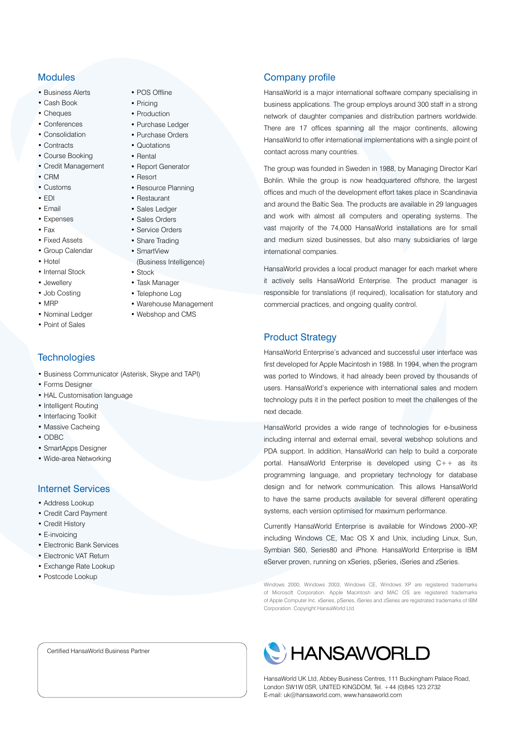## Modules

- Business Alerts
- Cash Book
- Cheques
- Conferences
- Consolidation
- Contracts
- Course Booking
- Credit Management
- CRM
- Customs
- EDI
- Email
- Expenses
- Fax
- Fixed Assets
- Group Calendar
- Hotel
- Internal Stock
- Jewellery
- Job Costing
- MRP
- Nominal Ledger
- Point of Sales
- POS Offline
- Pricing
- Production
- Purchase Ledger
- Purchase Orders
- Quotations
- Rental
- Report Generator
- Resort
- Resource Planning
- Restaurant
- Sales Ledger
- Sales Orders
- Service Orders
- Share Trading
- SmartView (Business Intelligence)
- Stock
- Task Manager
- Telephone Log
- Warehouse Management
- Webshop and CMS

## Technologies

- Business Communicator (Asterisk, Skype and TAPI)
- Forms Designer
- HAL Customisation language
- Intelligent Routing
- Interfacing Toolkit
- Massive Cacheing
- ODBC
- SmartApps Designer
- Wide-area Networking

## Internet Services

- Address Lookup
- Credit Card Payment
- Credit History
- E-invoicing
- Electronic Bank Services
- Electronic VAT Return
- Exchange Rate Lookup
- Postcode Lookup

Certified HansaWorld Business Partner

## Company profile

HansaWorld is a major international software company specialising in business applications. The group employs around 300 staff in a strong network of daughter companies and distribution partners worldwide. There are 17 offices spanning all the major continents, allowing HansaWorld to offer international implementations with a single point of contact across many countries.

The group was founded in Sweden in 1988, by Managing Director Karl Bohlin. While the group is now headquartered offshore, the largest offices and much of the development effort takes place in Scandinavia and around the Baltic Sea. The products are available in 29 languages and work with almost all computers and operating systems. The vast majority of the 74,000 HansaWorld installations are for small and medium sized businesses, but also many subsidiaries of large international companies.

HansaWorld provides a local product manager for each market where it actively sells HansaWorld Enterprise. The product manager is responsible for translations (if required), localisation for statutory and commercial practices, and ongoing quality control.

## Product Strategy

HansaWorld Enterprise's advanced and successful user interface was first developed for Apple Macintosh in 1988. In 1994, when the program was ported to Windows, it had already been proved by thousands of users. HansaWorld's experience with international sales and modern technology puts it in the perfect position to meet the challenges of the next decade.

HansaWorld provides a wide range of technologies for e-business including internal and external email, several webshop solutions and PDA support. In addition, HansaWorld can help to build a corporate portal. HansaWorld Enterprise is developed using C++ as its programming language, and proprietary technology for database design and for network communication. This allows HansaWorld to have the same products available for several different operating systems, each version optimised for maximum performance.

Currently HansaWorld Enterprise is available for Windows 2000–XP, including Windows CE, Mac OS X and Unix, including Linux, Sun, Symbian S60, Series80 and iPhone. HansaWorld Enterprise is IBM eServer proven, running on xSeries, pSeries, iSeries and zSeries.

Windows 2000, Windows 2003, Windows CE, Windows XP are registered trademarks of Microsoft Corporation. Apple Macintosh and MAC OS are registered trademarks of Apple Computer Inc. xSeries, pSeries, iSeries and zSeries are registrated trademarks of IBM Corporation. Copyright HansaWorld Ltd.

HANSAWORLD

HansaWorld UK Ltd, Abbey Business Centres, 111 Buckingham Palace Road, London SW1W 0SR, UNITED KINGDOM, Tel. +44 (0)845 123 2732
E-mail: uk@hansaworld.com, www.hansaworld.com